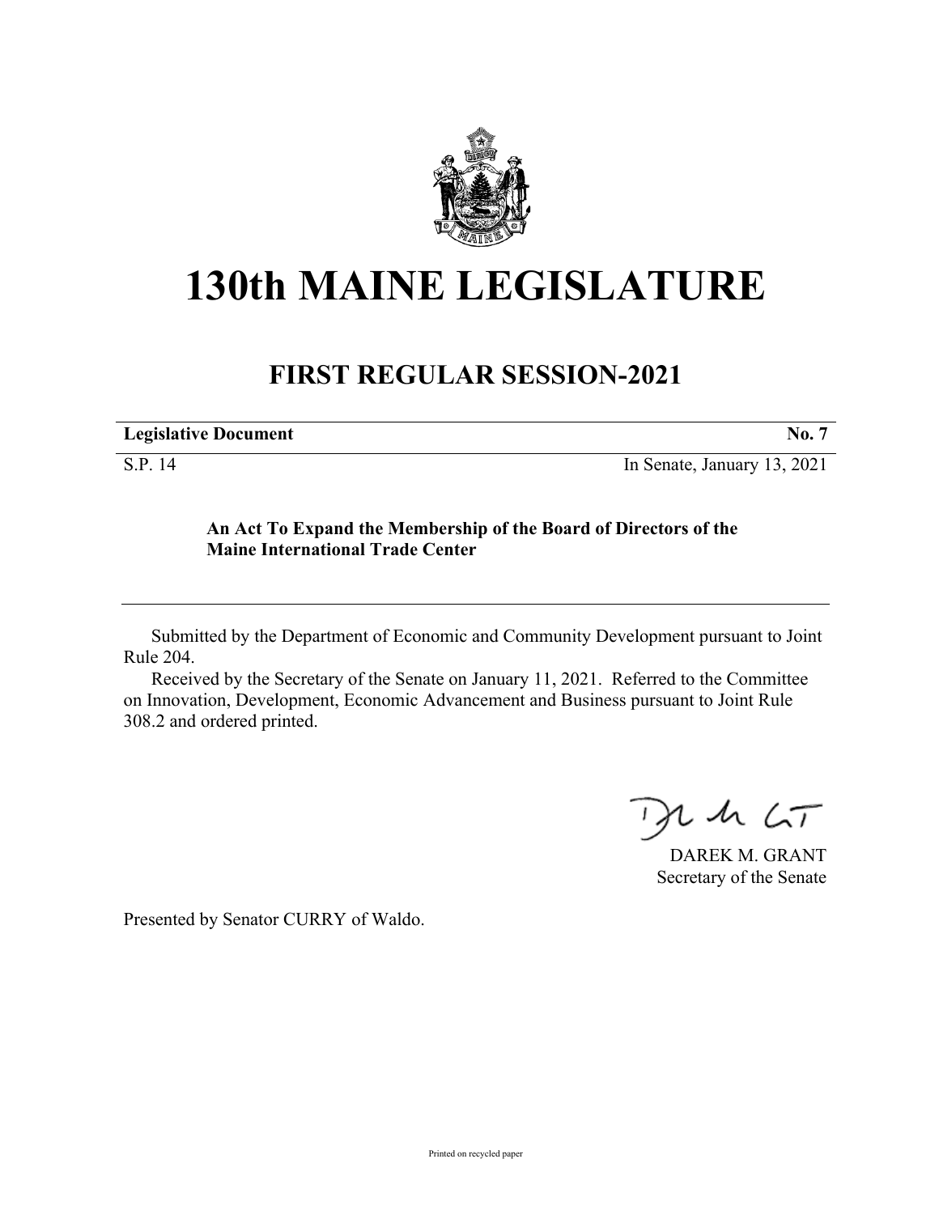# 130th MAINE LEGISLATURE

## FIRST REGULAR SESSION-2021

| **Legislative Document** | **No. 7** |
|---|---|
| S.P. 14 | In Senate, January 13, 2021 |

**An Act To Expand the Membership of the Board of Directors of the Maine International Trade Center**

Submitted by the Department of Economic and Community Development pursuant to Joint Rule 204.

Received by the Secretary of the Senate on January 11, 2021. Referred to the Committee on Innovation, Development, Economic Advancement and Business pursuant to Joint Rule 308.2 and ordered printed.

DAREK M. GRANT
Secretary of the Senate

Presented by Senator CURRY of Waldo.

Printed on recycled paper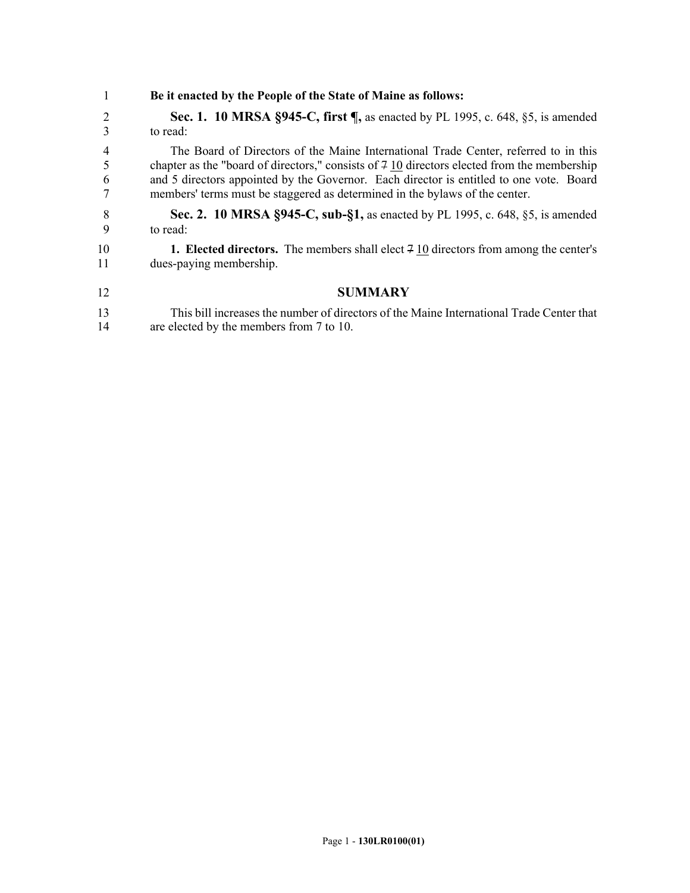**Be it enacted by the People of the State of Maine as follows:**

**Sec. 1. 10 MRSA §945-C, first ¶,** as enacted by PL 1995, c. 648, §5, is amended to read:

The Board of Directors of the Maine International Trade Center, referred to in this chapter as the "board of directors," consists of ~~7~~ <u>10</u> directors elected from the membership and 5 directors appointed by the Governor. Each director is entitled to one vote. Board members' terms must be staggered as determined in the bylaws of the center.

**Sec. 2. 10 MRSA §945-C, sub-§1,** as enacted by PL 1995, c. 648, §5, is amended to read:

**1. Elected directors.** The members shall elect ~~7~~ <u>10</u> directors from among the center's dues-paying membership.

## SUMMARY

This bill increases the number of directors of the Maine International Trade Center that are elected by the members from 7 to 10.